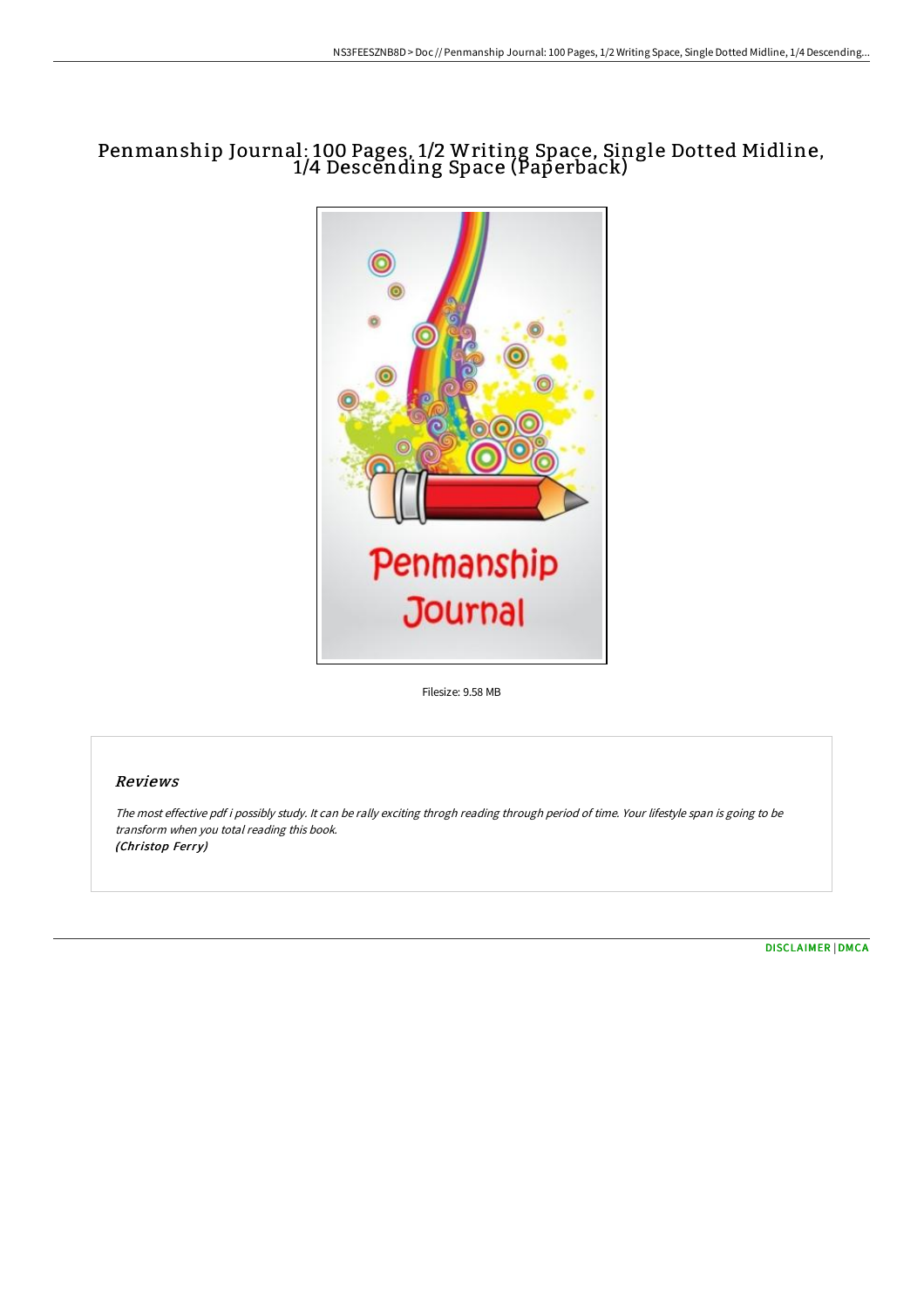# Penmanship Journal: 100 Pages, 1/2 Writing Space, Single Dotted Midline, 1/4 Descending Space (Paperback)

Filesize: 9.58 MB

## Reviews

*The most effective pdf i possibly study. It can be rally exciting throgh reading through period of time. Your lifestyle span is going to be transform when you total reading this book.*
*(Christop Ferry)*

DISCLAIMER | DMCA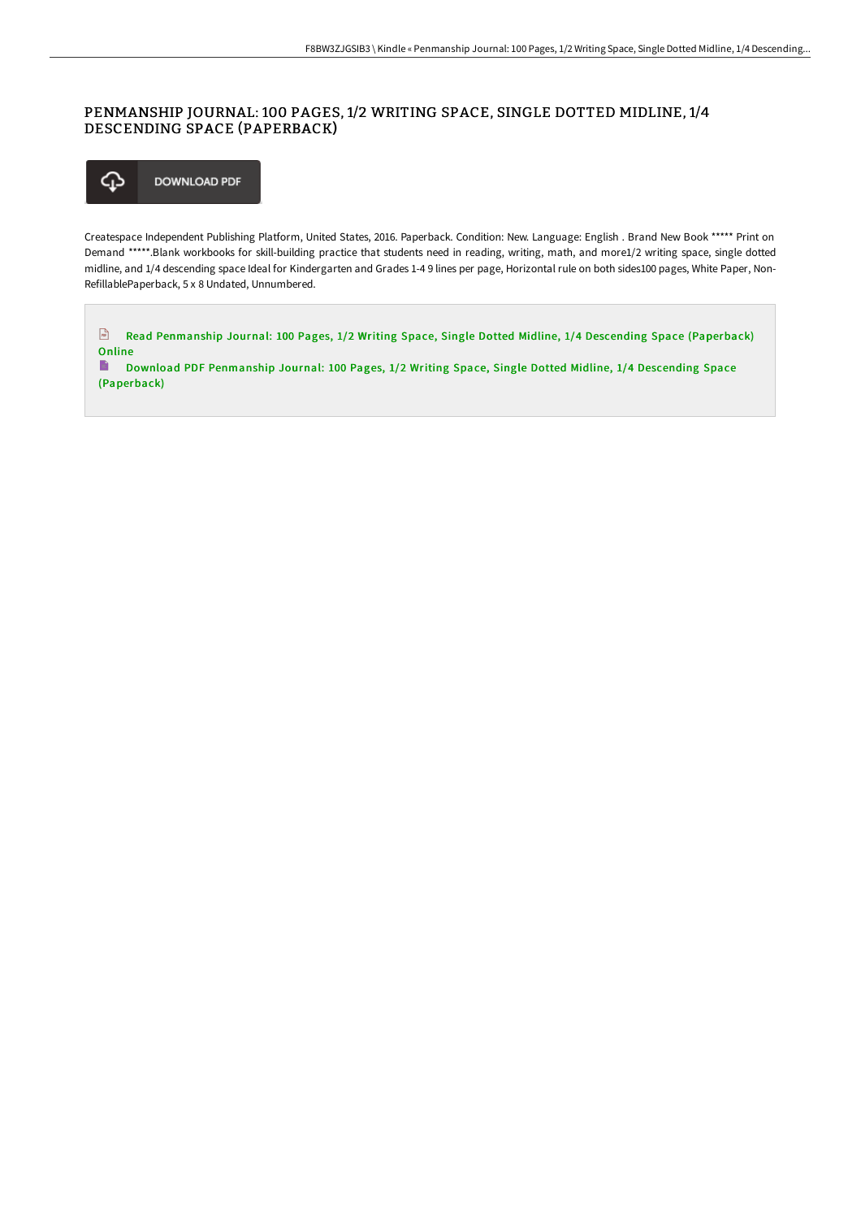# PENMANSHIP JOURNAL: 100 PAGES, 1/2 WRITING SPACE, SINGLE DOTTED MIDLINE, 1/4 DESCENDING SPACE (PAPERBACK)

DOWNLOAD PDF

Createspace Independent Publishing Platform, United States, 2016. Paperback. Condition: New. Language: English . Brand New Book ***** Print on Demand *****.Blank workbooks for skill-building practice that students need in reading, writing, math, and more1/2 writing space, single dotted midline, and 1/4 descending space Ideal for Kindergarten and Grades 1-4 9 lines per page, Horizontal rule on both sides100 pages, White Paper, Non-RefillablePaperback, 5 x 8 Undated, Unnumbered.

Read Penmanship Journal: 100 Pages, 1/2 Writing Space, Single Dotted Midline, 1/4 Descending Space (Paperback) Online

Download PDF Penmanship Journal: 100 Pages, 1/2 Writing Space, Single Dotted Midline, 1/4 Descending Space (Paperback)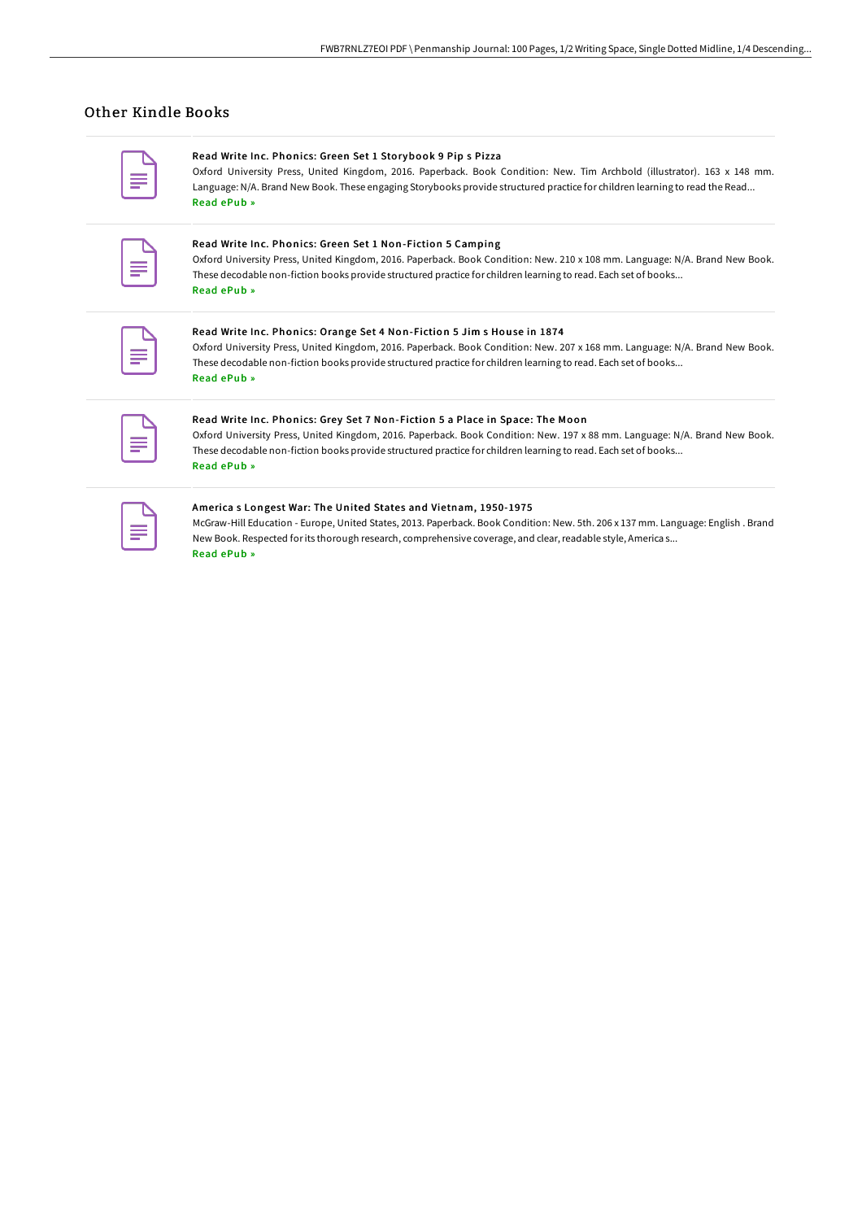## Other Kindle Books

### Read Write Inc. Phonics: Green Set 1 Storybook 9 Pip s Pizza

Oxford University Press, United Kingdom, 2016. Paperback. Book Condition: New. Tim Archbold (illustrator). 163 x 148 mm. Language: N/A. Brand New Book. These engaging Storybooks provide structured practice for children learning to read the Read...

Read ePub »

### Read Write Inc. Phonics: Green Set 1 Non-Fiction 5 Camping

Oxford University Press, United Kingdom, 2016. Paperback. Book Condition: New. 210 x 108 mm. Language: N/A. Brand New Book. These decodable non-fiction books provide structured practice for children learning to read. Each set of books...

Read ePub »

### Read Write Inc. Phonics: Orange Set 4 Non-Fiction 5 Jim s House in 1874

Oxford University Press, United Kingdom, 2016. Paperback. Book Condition: New. 207 x 168 mm. Language: N/A. Brand New Book. These decodable non-fiction books provide structured practice for children learning to read. Each set of books...

Read ePub »

### Read Write Inc. Phonics: Grey Set 7 Non-Fiction 5 a Place in Space: The Moon

Oxford University Press, United Kingdom, 2016. Paperback. Book Condition: New. 197 x 88 mm. Language: N/A. Brand New Book. These decodable non-fiction books provide structured practice for children learning to read. Each set of books...

Read ePub »

### America s Longest War: The United States and Vietnam, 1950-1975

McGraw-Hill Education - Europe, United States, 2013. Paperback. Book Condition: New. 5th. 206 x 137 mm. Language: English . Brand New Book. Respected for its thorough research, comprehensive coverage, and clear, readable style, America s...

Read ePub »